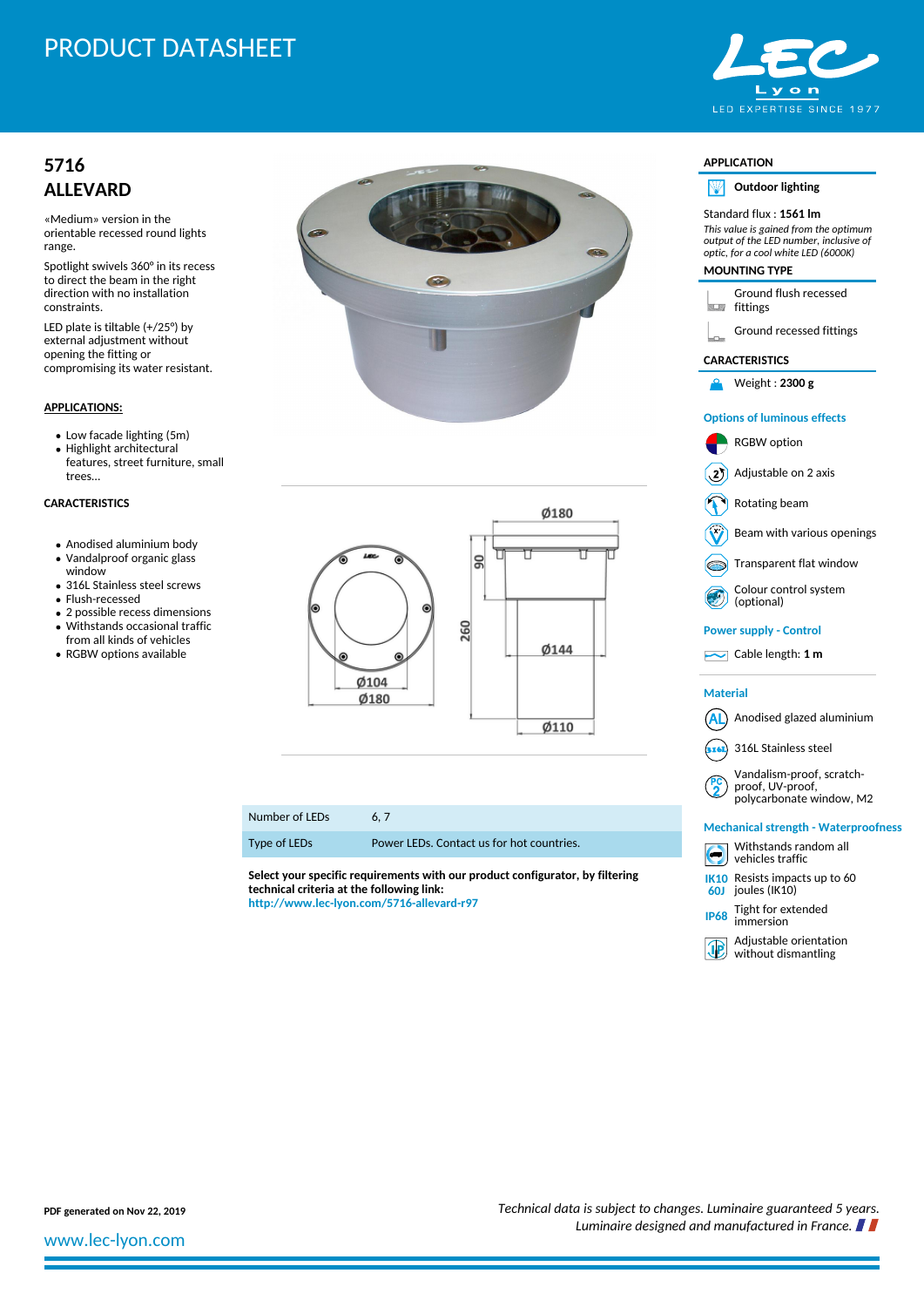# PRODUCT DATASHEET

LEC Lyon — LED EXPERTISE SINCE 1977

## 5716
## ALLEVARD

«Medium» version in the orientable recessed round lights range.

Spotlight swivels 360° in its recess to direct the beam in the right direction with no installation constraints.

LED plate is tiltable (+/25°) by external adjustment without opening the fitting or compromising its water resistant.

**APPLICATIONS:**

- Low facade lighting (5m)
- Highlight architectural features, street furniture, small trees...

**CARACTERISTICS**

- Anodised aluminium body
- Vandalproof organic glass window
- 316L Stainless steel screws
- Flush-recessed
- 2 possible recess dimensions
- Withstands occasional traffic from all kinds of vehicles
- RGBW options available

Ø180, 90, 260, Ø144, Ø110, Ø104, Ø180

| Number of LEDs | 6, 7 |
|---|---|
| Type of LEDs | Power LEDs. Contact us for hot countries. |

**Select your specific requirements with our product configurator, by filtering technical criteria at the following link:**
http://www.lec-lyon.com/5716-allevard-r97

### APPLICATION

**Outdoor lighting**

Standard flux : **1561 lm**

*This value is gained from the optimum output of the LED number, inclusive of optic, for a cool white LED (6000K)*

### MOUNTING TYPE

- Ground flush recessed fittings
- Ground recessed fittings

### CARACTERISTICS

Weight : **2300 g**

### Options of luminous effects

- RGBW option
- Adjustable on 2 axis
- Rotating beam
- Beam with various openings
- Transparent flat window
- Colour control system (optional)

### Power supply - Control

Cable length: **1 m**

### Material

- Anodised glazed aluminium
- 316L Stainless steel
- Vandalism-proof, scratch-proof, UV-proof, polycarbonate window, M2

### Mechanical strength - Waterproofness

- Withstands random all vehicles traffic
- IK10 60J — Resists impacts up to 60 joules (IK10)
- IP68 — Tight for extended immersion
- Adjustable orientation without dismantling

**PDF generated on Nov 22, 2019**

*Technical data is subject to changes. Luminaire guaranteed 5 years. Luminaire designed and manufactured in France.*

www.lec-lyon.com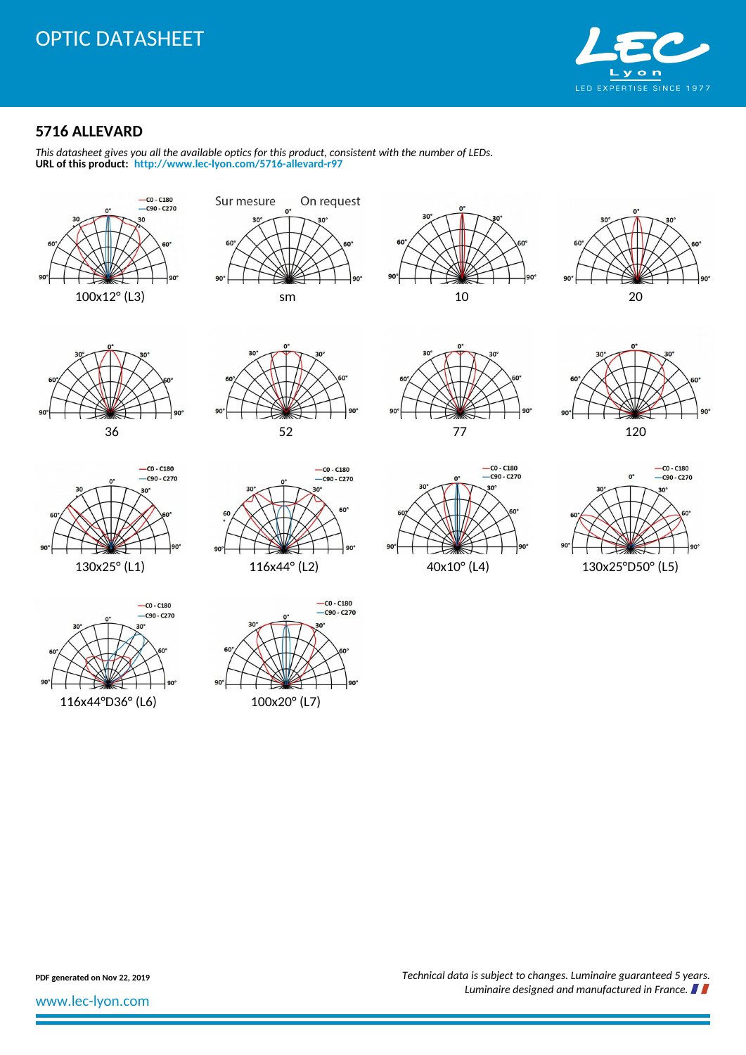# OPTIC DATASHEET

## 5716 ALLEVARD

*This datasheet gives you all the available optics for this product, consistent with the number of LEDs.*
**URL of this product:** http://www.lec-lyon.com/5716-allevard-r97

—C0 - C180
—C90 - C270
100x12° (L3)

Sur mesure
On request
sm

10

20

36

52

77

120

—C0 - C180
—C90 - C270
130x25° (L1)

—C0 - C180
—C90 - C270
116x44° (L2)

—C0 - C180
—C90 - C270
40x10° (L4)

—C0 - C180
—C90 - C270
130x25°D50° (L5)

—C0 - C180
—C90 - C270
116x44°D36° (L6)

—C0 - C180
—C90 - C270
100x20° (L7)

**PDF generated on Nov 22, 2019**

*Technical data is subject to changes. Luminaire guaranteed 5 years.*
*Luminaire designed and manufactured in France.*

www.lec-lyon.com